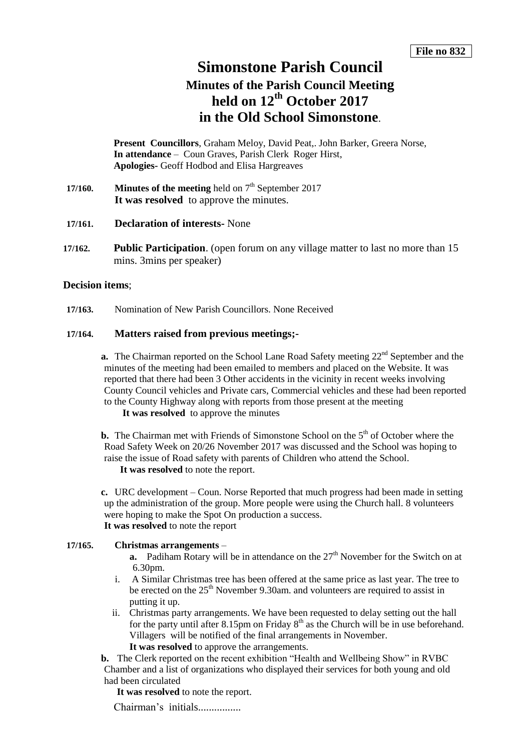**File no 832**

# Simonstone Parish Council

## Minutes of the Parish Council Meeting held on 12th October 2017 in the Old School Simonstone.

**Present Councillors**, Graham Meloy, David Peat,. John Barker, Greera Norse,
**In attendance** – Coun Graves, Parish Clerk Roger Hirst,
**Apologies-** Geoff Hodbod and Elisa Hargreaves

**17/160.** **Minutes of the meeting** held on 7th September 2017
**It was resolved** to approve the minutes.

**17/161.** **Declaration of interests-** None

**17/162.** **Public Participation**. (open forum on any village matter to last no more than 15 mins. 3mins per speaker)

**Decision items**;

**17/163.** Nomination of New Parish Councillors. None Received

**17/164.** **Matters raised from previous meetings;-**

**a.** The Chairman reported on the School Lane Road Safety meeting 22nd September and the minutes of the meeting had been emailed to members and placed on the Website. It was reported that there had been 3 Other accidents in the vicinity in recent weeks involving County Council vehicles and Private cars, Commercial vehicles and these had been reported to the County Highway along with reports from those present at the meeting
**It was resolved** to approve the minutes

**b.** The Chairman met with Friends of Simonstone School on the 5th of October where the Road Safety Week on 20/26 November 2017 was discussed and the School was hoping to raise the issue of Road safety with parents of Children who attend the School.
**It was resolved** to note the report.

**c.** URC development – Coun. Norse Reported that much progress had been made in setting up the administration of the group. More people were using the Church hall. 8 volunteers were hoping to make the Spot On production a success.
**It was resolved** to note the report

**17/165.** **Christmas arrangements** –

**a.** Padiham Rotary will be in attendance on the 27th November for the Switch on at 6.30pm.

i. A Similar Christmas tree has been offered at the same price as last year. The tree to be erected on the 25th November 9.30am. and volunteers are required to assist in putting it up.

ii. Christmas party arrangements. We have been requested to delay setting out the hall for the party until after 8.15pm on Friday 8th as the Church will be in use beforehand. Villagers will be notified of the final arrangements in November.
**It was resolved** to approve the arrangements.

**b.** The Clerk reported on the recent exhibition "Health and Wellbeing Show" in RVBC Chamber and a list of organizations who displayed their services for both young and old had been circulated
**It was resolved** to note the report.

Chairman's initials................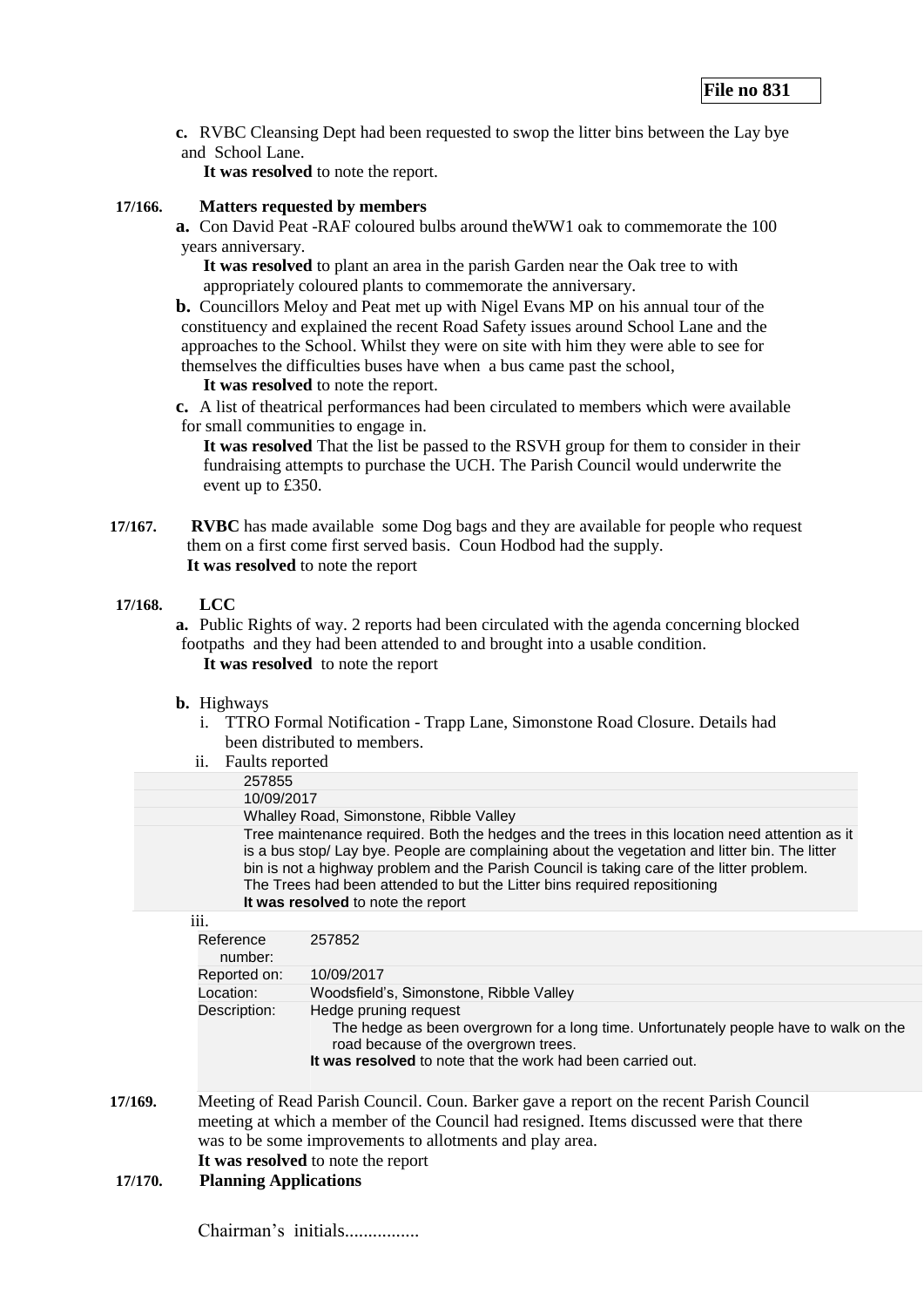**File no 831**

**c.** RVBC Cleansing Dept had been requested to swop the litter bins between the Lay bye and School Lane.

**It was resolved** to note the report.

**17/166. Matters requested by members**

**a.** Con David Peat -RAF coloured bulbs around theWW1 oak to commemorate the 100 years anniversary.

**It was resolved** to plant an area in the parish Garden near the Oak tree to with appropriately coloured plants to commemorate the anniversary.

**b.** Councillors Meloy and Peat met up with Nigel Evans MP on his annual tour of the constituency and explained the recent Road Safety issues around School Lane and the approaches to the School. Whilst they were on site with him they were able to see for themselves the difficulties buses have when a bus came past the school,

**It was resolved** to note the report.

**c.** A list of theatrical performances had been circulated to members which were available for small communities to engage in.

**It was resolved** That the list be passed to the RSVH group for them to consider in their fundraising attempts to purchase the UCH. The Parish Council would underwrite the event up to £350.

**17/167. RVBC** has made available some Dog bags and they are available for people who request them on a first come first served basis. Coun Hodbod had the supply.

**It was resolved** to note the report

**17/168. LCC**

**a.** Public Rights of way. 2 reports had been circulated with the agenda concerning blocked footpaths and they had been attended to and brought into a usable condition.

**It was resolved** to note the report

**b.** Highways

i. TTRO Formal Notification - Trapp Lane, Simonstone Road Closure. Details had been distributed to members.

ii. Faults reported

| |
|---|
| 257855 |
| 10/09/2017 |
| Whalley Road, Simonstone, Ribble Valley |
| Tree maintenance required. Both the hedges and the trees in this location need attention as it is a bus stop/ Lay bye. People are complaining about the vegetation and litter bin. The litter bin is not a highway problem and the Parish Council is taking care of the litter problem. The Trees had been attended to but the Litter bins required repositioning **It was resolved** to note the report |

iii.

| | |
|---|---|
| Reference number: | 257852 |
| Reported on: | 10/09/2017 |
| Location: | Woodsfield's, Simonstone, Ribble Valley |
| Description: | Hedge pruning request<br>The hedge as been overgrown for a long time. Unfortunately people have to walk on the road because of the overgrown trees.<br>**It was resolved** to note that the work had been carried out. |

**17/169.** Meeting of Read Parish Council. Coun. Barker gave a report on the recent Parish Council meeting at which a member of the Council had resigned. Items discussed were that there was to be some improvements to allotments and play area.

**It was resolved** to note the report

**17/170. Planning Applications**

Chairman's initials................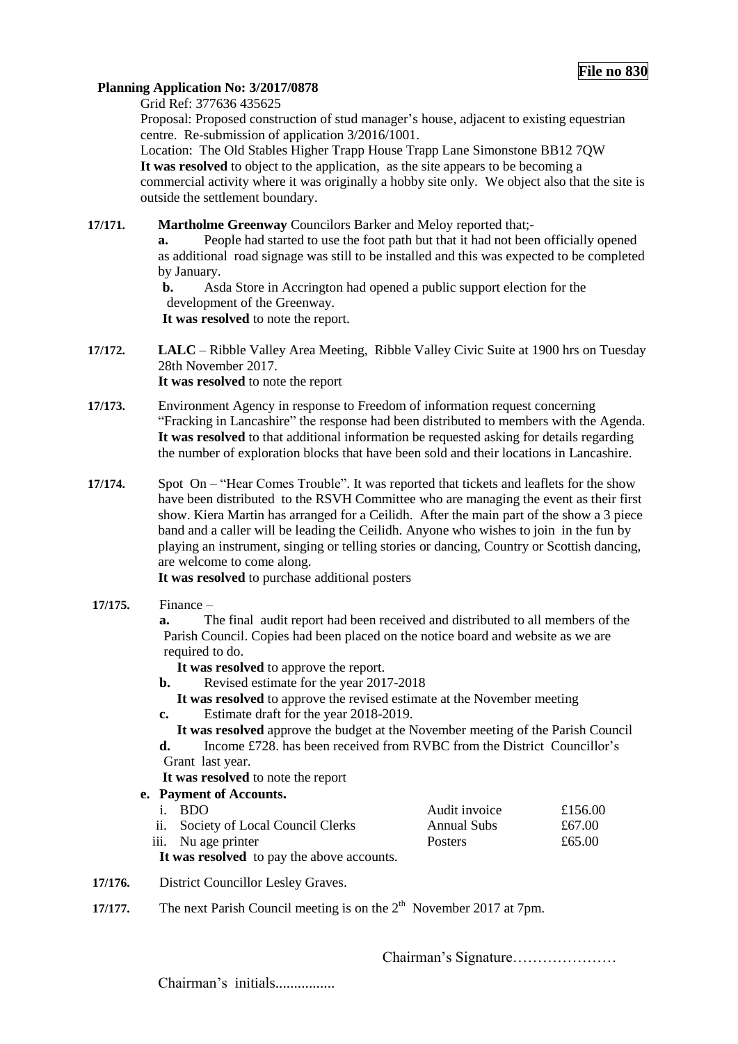**File no 830**

**Planning Application No: 3/2017/0878**

Grid Ref: 377636 435625

Proposal: Proposed construction of stud manager's house, adjacent to existing equestrian centre. Re-submission of application 3/2016/1001.

Location: The Old Stables Higher Trapp House Trapp Lane Simonstone BB12 7QW

**It was resolved** to object to the application, as the site appears to be becoming a commercial activity where it was originally a hobby site only. We object also that the site is outside the settlement boundary.

**17/171.** **Martholme Greenway** Councilors Barker and Meloy reported that;-

**a.** People had started to use the foot path but that it had not been officially opened as additional road signage was still to be installed and this was expected to be completed by January.

**b.** Asda Store in Accrington had opened a public support election for the development of the Greenway.

**It was resolved** to note the report.

**17/172.** **LALC** – Ribble Valley Area Meeting, Ribble Valley Civic Suite at 1900 hrs on Tuesday 28th November 2017.

**It was resolved** to note the report

**17/173.** Environment Agency in response to Freedom of information request concerning "Fracking in Lancashire" the response had been distributed to members with the Agenda. **It was resolved** to that additional information be requested asking for details regarding the number of exploration blocks that have been sold and their locations in Lancashire.

**17/174.** Spot On – "Hear Comes Trouble". It was reported that tickets and leaflets for the show have been distributed to the RSVH Committee who are managing the event as their first show. Kiera Martin has arranged for a Ceilidh. After the main part of the show a 3 piece band and a caller will be leading the Ceilidh. Anyone who wishes to join in the fun by playing an instrument, singing or telling stories or dancing, Country or Scottish dancing, are welcome to come along.

**It was resolved** to purchase additional posters

**17/175.** Finance –

**a.** The final audit report had been received and distributed to all members of the Parish Council. Copies had been placed on the notice board and website as we are required to do.

**It was resolved** to approve the report.

**b.** Revised estimate for the year 2017-2018

**It was resolved** to approve the revised estimate at the November meeting

**c.** Estimate draft for the year 2018-2019.

**It was resolved** approve the budget at the November meeting of the Parish Council

**d.** Income £728. has been received from RVBC from the District Councillor's Grant last year.

**It was resolved** to note the report

**e. Payment of Accounts.**

| | | |
|---|---|---|
| i. BDO | Audit invoice | £156.00 |
| ii. Society of Local Council Clerks | Annual Subs | £67.00 |
| iii. Nu age printer | Posters | £65.00 |

**It was resolved** to pay the above accounts.

**17/176.** District Councillor Lesley Graves.

**17/177.** The next Parish Council meeting is on the 2nd November 2017 at 7pm.

Chairman's Signature…………………

Chairman's initials................